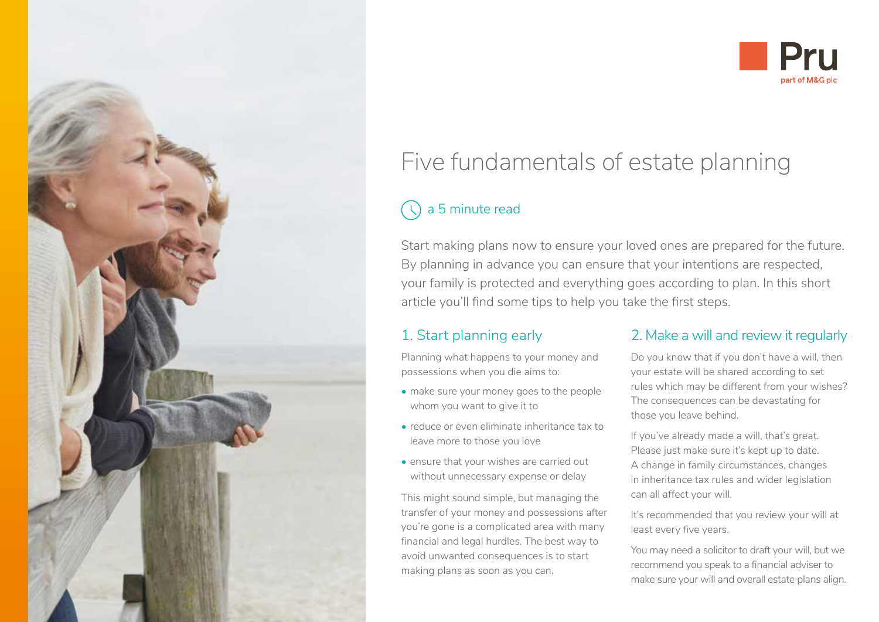Pru

part of M&G plc

# Five fundamentals of estate planning

a 5 minute read

Start making plans now to ensure your loved ones are prepared for the future. By planning in advance you can ensure that your intentions are respected, your family is protected and everything goes according to plan. In this short article you'll find some tips to help you take the first steps.

## 1. Start planning early

Planning what happens to your money and possessions when you die aims to:

- make sure your money goes to the people whom you want to give it to
- reduce or even eliminate inheritance tax to leave more to those you love
- ensure that your wishes are carried out without unnecessary expense or delay

This might sound simple, but managing the transfer of your money and possessions after you're gone is a complicated area with many financial and legal hurdles. The best way to avoid unwanted consequences is to start making plans as soon as you can.

## 2. Make a will and review it regularly

Do you know that if you don't have a will, then your estate will be shared according to set rules which may be different from your wishes? The consequences can be devastating for those you leave behind.

If you've already made a will, that's great. Please just make sure it's kept up to date. A change in family circumstances, changes in inheritance tax rules and wider legislation can all affect your will.

It's recommended that you review your will at least every five years.

You may need a solicitor to draft your will, but we recommend you speak to a financial adviser to make sure your will and overall estate plans align.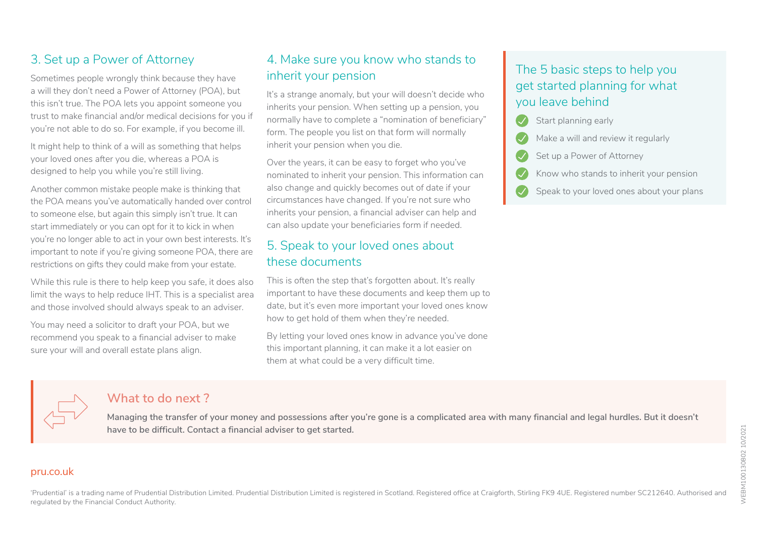## 3. Set up a Power of Attorney

Sometimes people wrongly think because they have a will they don't need a Power of Attorney (POA), but this isn't true. The POA lets you appoint someone you trust to make financial and/or medical decisions for you if you're not able to do so. For example, if you become ill.

It might help to think of a will as something that helps your loved ones after you die, whereas a POA is designed to help you while you're still living.

Another common mistake people make is thinking that the POA means you've automatically handed over control to someone else, but again this simply isn't true. It can start immediately or you can opt for it to kick in when you're no longer able to act in your own best interests. It's important to note if you're giving someone POA, there are restrictions on gifts they could make from your estate.

While this rule is there to help keep you safe, it does also limit the ways to help reduce IHT. This is a specialist area and those involved should always speak to an adviser.

You may need a solicitor to draft your POA, but we recommend you speak to a financial adviser to make sure your will and overall estate plans align.

## 4. Make sure you know who stands to inherit your pension

It's a strange anomaly, but your will doesn't decide who inherits your pension. When setting up a pension, you normally have to complete a "nomination of beneficiary" form. The people you list on that form will normally inherit your pension when you die.

Over the years, it can be easy to forget who you've nominated to inherit your pension. This information can also change and quickly becomes out of date if your circumstances have changed. If you're not sure who inherits your pension, a financial adviser can help and can also update your beneficiaries form if needed.

## 5. Speak to your loved ones about these documents

This is often the step that's forgotten about. It's really important to have these documents and keep them up to date, but it's even more important your loved ones know how to get hold of them when they're needed.

By letting your loved ones know in advance you've done this important planning, it can make it a lot easier on them at what could be a very difficult time.

## The 5 basic steps to help you get started planning for what you leave behind

- Start planning early
- Make a will and review it regularly
- Set up a Power of Attorney
- Know who stands to inherit your pension
- Speak to your loved ones about your plans

## What to do next ?

**Managing the transfer of your money and possessions after you're gone is a complicated area with many financial and legal hurdles. But it doesn't have to be difficult. Contact a financial adviser to get started.**

pru.co.uk

'Prudential' is a trading name of Prudential Distribution Limited. Prudential Distribution Limited is registered in Scotland. Registered office at Craigforth, Stirling FK9 4UE. Registered number SC212640. Authorised and regulated by the Financial Conduct Authority.

WEBM100130802 10/2021